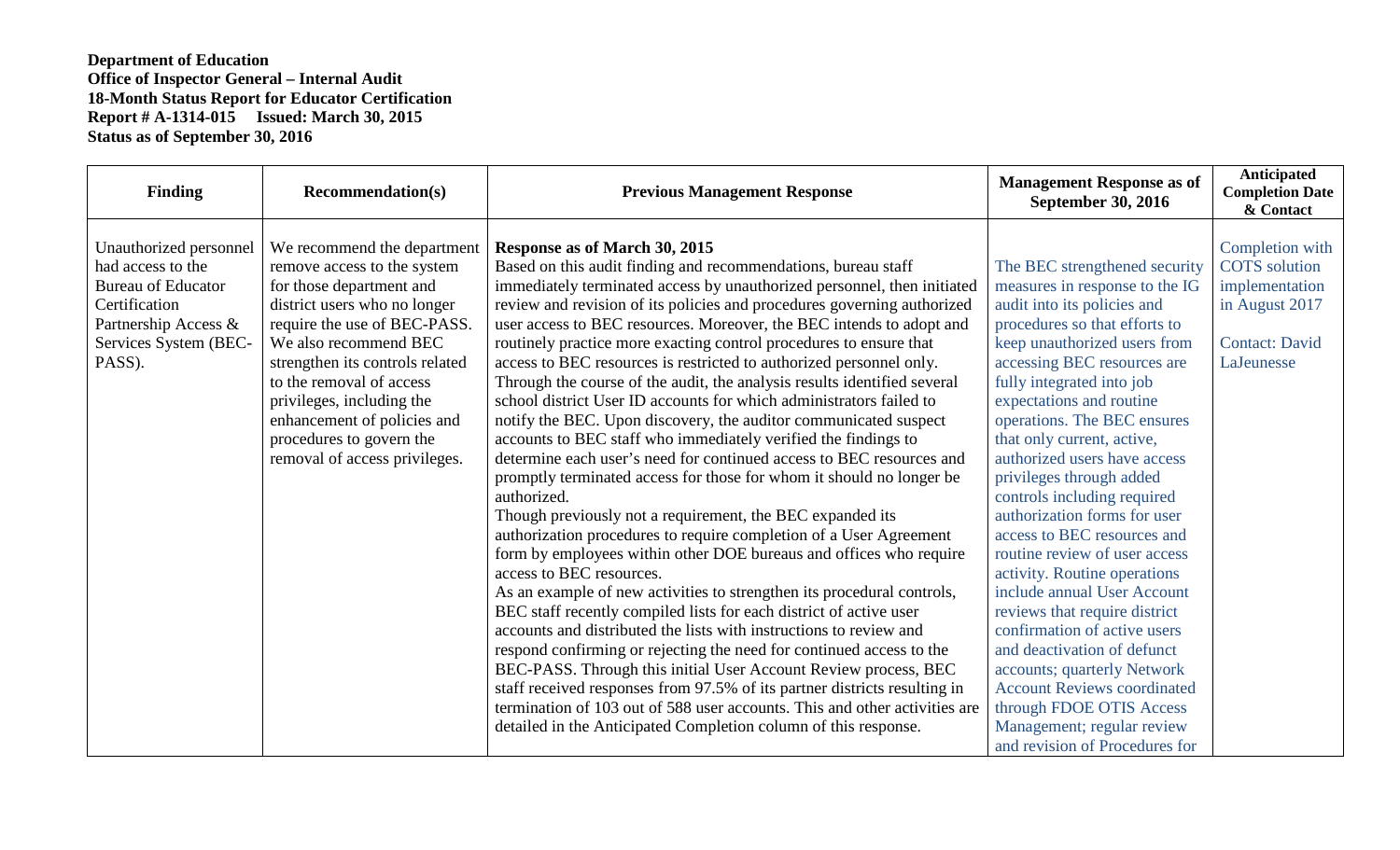**Department of Education**
**Office of Inspector General – Internal Audit**
**18-Month Status Report for Educator Certification**
**Report # A-1314-015 Issued: March 30, 2015**
**Status as of September 30, 2016**

| Finding | Recommendation(s) | Previous Management Response | Management Response as of September 30, 2016 | Anticipated Completion Date & Contact |
|---|---|---|---|---|
| Unauthorized personnel had access to the Bureau of Educator Certification Partnership Access & Services System (BEC-PASS). | We recommend the department remove access to the system for those department and district users who no longer require the use of BEC-PASS. We also recommend BEC strengthen its controls related to the removal of access privileges, including the enhancement of policies and procedures to govern the removal of access privileges. | **Response as of March 30, 2015**<br>Based on this audit finding and recommendations, bureau staff immediately terminated access by unauthorized personnel, then initiated review and revision of its policies and procedures governing authorized user access to BEC resources. Moreover, the BEC intends to adopt and routinely practice more exacting control procedures to ensure that access to BEC resources is restricted to authorized personnel only. Through the course of the audit, the analysis results identified several school district User ID accounts for which administrators failed to notify the BEC. Upon discovery, the auditor communicated suspect accounts to BEC staff who immediately verified the findings to determine each user's need for continued access to BEC resources and promptly terminated access for those for whom it should no longer be authorized.<br>Though previously not a requirement, the BEC expanded its authorization procedures to require completion of a User Agreement form by employees within other DOE bureaus and offices who require access to BEC resources.<br>As an example of new activities to strengthen its procedural controls, BEC staff recently compiled lists for each district of active user accounts and distributed the lists with instructions to review and respond confirming or rejecting the need for continued access to the BEC-PASS. Through this initial User Account Review process, BEC staff received responses from 97.5% of its partner districts resulting in termination of 103 out of 588 user accounts. This and other activities are detailed in the Anticipated Completion column of this response. | The BEC strengthened security measures in response to the IG audit into its policies and procedures so that efforts to keep unauthorized users from accessing BEC resources are fully integrated into job expectations and routine operations. The BEC ensures that only current, active, authorized users have access privileges through added controls including required authorization forms for user access to BEC resources and routine review of user access activity. Routine operations include annual User Account reviews that require district confirmation of active users and deactivation of defunct accounts; quarterly Network Account Reviews coordinated through FDOE OTIS Access Management; regular review and revision of Procedures for | Completion with COTS solution implementation in August 2017<br><br>Contact: David LaJeunesse |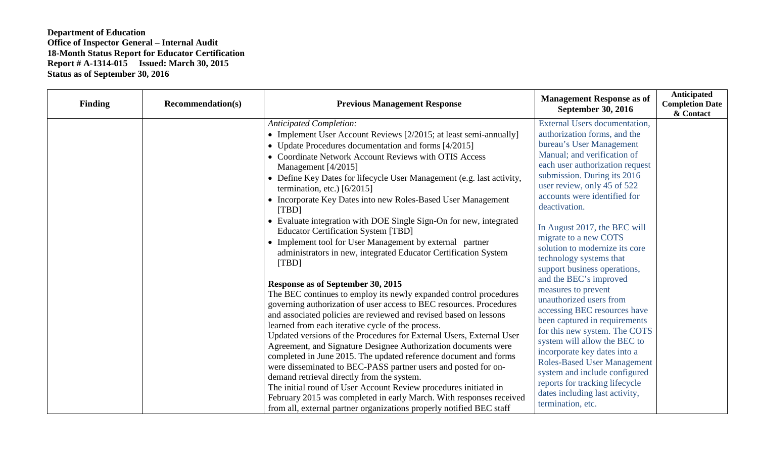**Department of Education**
**Office of Inspector General – Internal Audit**
**18-Month Status Report for Educator Certification**
**Report # A-1314-015     Issued: March 30, 2015**
**Status as of September 30, 2016**

| Finding | Recommendation(s) | Previous Management Response | Management Response as of September 30, 2016 | Anticipated Completion Date & Contact |
|---|---|---|---|---|
| | | *Anticipated Completion:*<br>• Implement User Account Reviews [2/2015; at least semi-annually]<br>• Update Procedures documentation and forms [4/2015]<br>• Coordinate Network Account Reviews with OTIS Access Management [4/2015]<br>• Define Key Dates for lifecycle User Management (e.g. last activity, termination, etc.) [6/2015]<br>• Incorporate Key Dates into new Roles-Based User Management [TBD]<br>• Evaluate integration with DOE Single Sign-On for new, integrated Educator Certification System [TBD]<br>• Implement tool for User Management by external partner administrators in new, integrated Educator Certification System [TBD]<br><br>**Response as of September 30, 2015**<br>The BEC continues to employ its newly expanded control procedures governing authorization of user access to BEC resources. Procedures and associated policies are reviewed and revised based on lessons learned from each iterative cycle of the process.<br>Updated versions of the Procedures for External Users, External User Agreement, and Signature Designee Authorization documents were completed in June 2015. The updated reference document and forms were disseminated to BEC-PASS partner users and posted for on-demand retrieval directly from the system.<br>The initial round of User Account Review procedures initiated in February 2015 was completed in early March. With responses received from all, external partner organizations properly notified BEC staff | External Users documentation, authorization forms, and the bureau's User Management Manual; and verification of each user authorization request submission. During its 2016 user review, only 45 of 522 accounts were identified for deactivation.<br><br>In August 2017, the BEC will migrate to a new COTS solution to modernize its core technology systems that support business operations, and the BEC's improved measures to prevent unauthorized users from accessing BEC resources have been captured in requirements for this new system. The COTS system will allow the BEC to incorporate key dates into a Roles-Based User Management system and include configured reports for tracking lifecycle dates including last activity, termination, etc. | |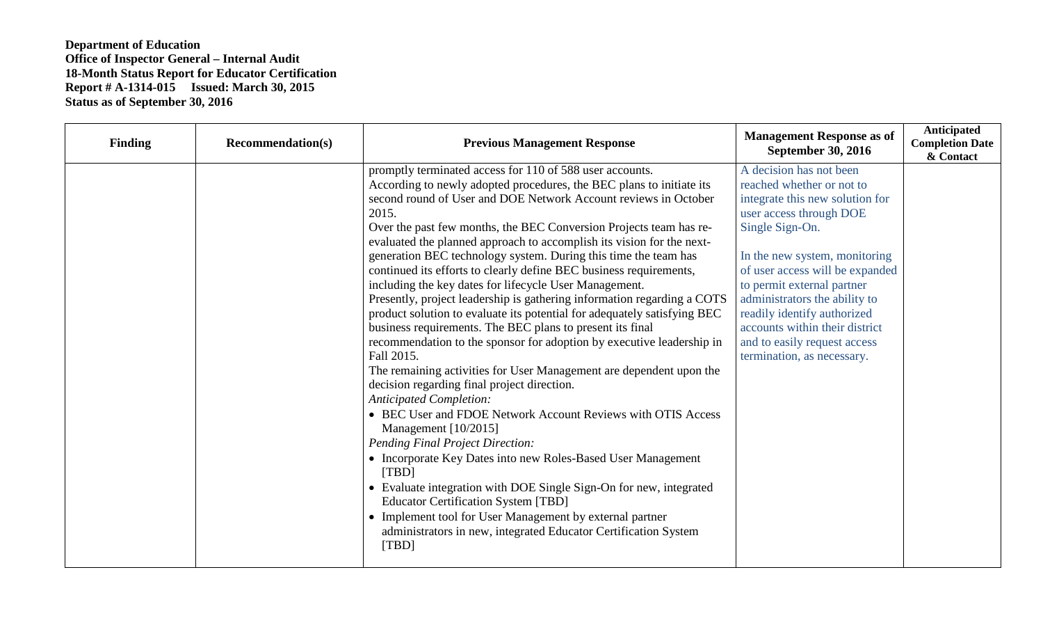**Department of Education**
**Office of Inspector General – Internal Audit**
**18-Month Status Report for Educator Certification**
**Report # A-1314-015 Issued: March 30, 2015**
**Status as of September 30, 2016**

| Finding | Recommendation(s) | Previous Management Response | Management Response as of September 30, 2016 | Anticipated Completion Date & Contact |
|---|---|---|---|---|
| | | promptly terminated access for 110 of 588 user accounts.<br>According to newly adopted procedures, the BEC plans to initiate its second round of User and DOE Network Account reviews in October 2015.<br>Over the past few months, the BEC Conversion Projects team has re-evaluated the planned approach to accomplish its vision for the next-generation BEC technology system. During this time the team has continued its efforts to clearly define BEC business requirements, including the key dates for lifecycle User Management.<br>Presently, project leadership is gathering information regarding a COTS product solution to evaluate its potential for adequately satisfying BEC business requirements. The BEC plans to present its final recommendation to the sponsor for adoption by executive leadership in Fall 2015.<br>The remaining activities for User Management are dependent upon the decision regarding final project direction.<br>*Anticipated Completion:*<br>• BEC User and FDOE Network Account Reviews with OTIS Access Management [10/2015]<br>*Pending Final Project Direction:*<br>• Incorporate Key Dates into new Roles-Based User Management [TBD]<br>• Evaluate integration with DOE Single Sign-On for new, integrated Educator Certification System [TBD]<br>• Implement tool for User Management by external partner administrators in new, integrated Educator Certification System [TBD] | A decision has not been reached whether or not to integrate this new solution for user access through DOE Single Sign-On.<br><br>In the new system, monitoring of user access will be expanded to permit external partner administrators the ability to readily identify authorized accounts within their district and to easily request access termination, as necessary. | |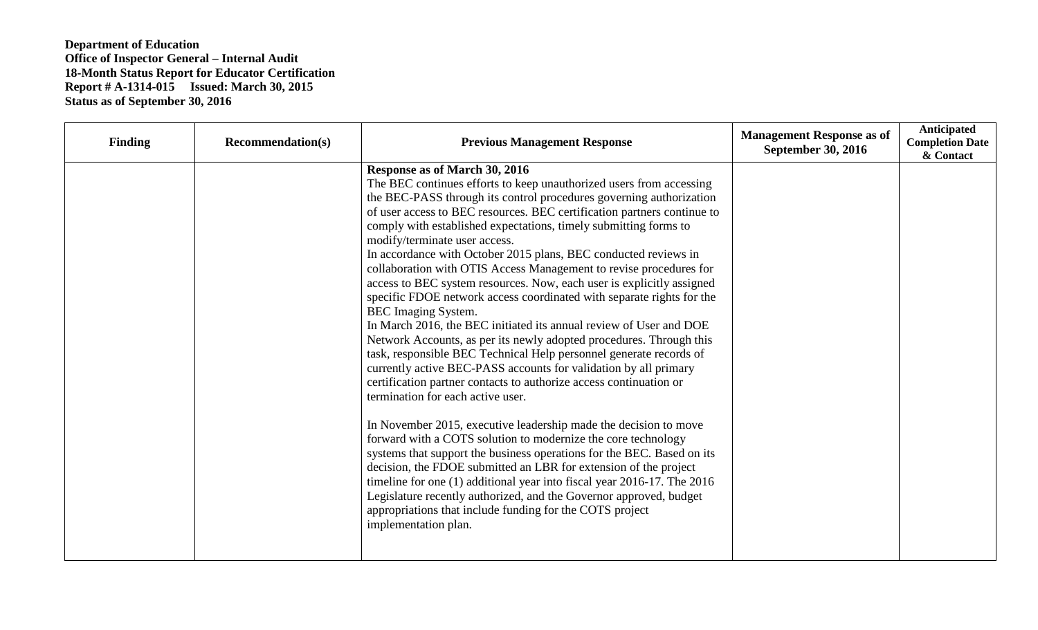**Department of Education**
**Office of Inspector General – Internal Audit**
**18-Month Status Report for Educator Certification**
**Report # A-1314-015 Issued: March 30, 2015**
**Status as of September 30, 2016**

| Finding | Recommendation(s) | Previous Management Response | Management Response as of September 30, 2016 | Anticipated Completion Date & Contact |
|---|---|---|---|---|
| | | **Response as of March 30, 2016**<br>The BEC continues efforts to keep unauthorized users from accessing the BEC-PASS through its control procedures governing authorization of user access to BEC resources. BEC certification partners continue to comply with established expectations, timely submitting forms to modify/terminate user access.<br>In accordance with October 2015 plans, BEC conducted reviews in collaboration with OTIS Access Management to revise procedures for access to BEC system resources. Now, each user is explicitly assigned specific FDOE network access coordinated with separate rights for the BEC Imaging System.<br>In March 2016, the BEC initiated its annual review of User and DOE Network Accounts, as per its newly adopted procedures. Through this task, responsible BEC Technical Help personnel generate records of currently active BEC-PASS accounts for validation by all primary certification partner contacts to authorize access continuation or termination for each active user.<br><br>In November 2015, executive leadership made the decision to move forward with a COTS solution to modernize the core technology systems that support the business operations for the BEC. Based on its decision, the FDOE submitted an LBR for extension of the project timeline for one (1) additional year into fiscal year 2016-17. The 2016 Legislature recently authorized, and the Governor approved, budget appropriations that include funding for the COTS project implementation plan. | | |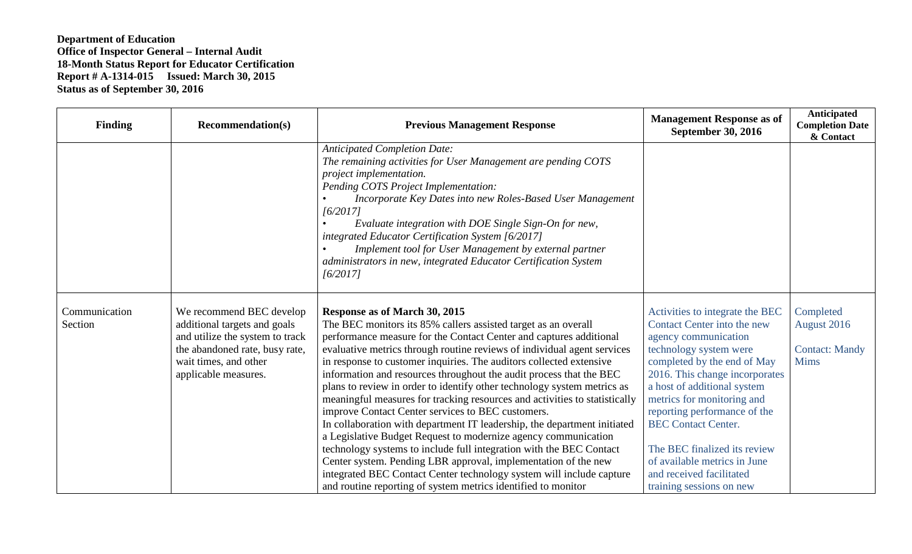**Department of Education**
**Office of Inspector General – Internal Audit**
**18-Month Status Report for Educator Certification**
**Report # A-1314-015 Issued: March 30, 2015**
**Status as of September 30, 2016**

| Finding | Recommendation(s) | Previous Management Response | Management Response as of September 30, 2016 | Anticipated Completion Date & Contact |
|---|---|---|---|---|
| | | *Anticipated Completion Date:*<br>*The remaining activities for User Management are pending COTS project implementation.*<br>*Pending COTS Project Implementation:*<br>• *Incorporate Key Dates into new Roles-Based User Management [6/2017]*<br>• *Evaluate integration with DOE Single Sign-On for new, integrated Educator Certification System [6/2017]*<br>• *Implement tool for User Management by external partner administrators in new, integrated Educator Certification System [6/2017]* | | |
| Communication Section | We recommend BEC develop additional targets and goals and utilize the system to track the abandoned rate, busy rate, wait times, and other applicable measures. | **Response as of March 30, 2015**<br>The BEC monitors its 85% callers assisted target as an overall performance measure for the Contact Center and captures additional evaluative metrics through routine reviews of individual agent services in response to customer inquiries. The auditors collected extensive information and resources throughout the audit process that the BEC plans to review in order to identify other technology system metrics as meaningful measures for tracking resources and activities to statistically improve Contact Center services to BEC customers.<br>In collaboration with department IT leadership, the department initiated a Legislative Budget Request to modernize agency communication technology systems to include full integration with the BEC Contact Center system. Pending LBR approval, implementation of the new integrated BEC Contact Center technology system will include capture and routine reporting of system metrics identified to monitor | Activities to integrate the BEC Contact Center into the new agency communication technology system were completed by the end of May 2016. This change incorporates a host of additional system metrics for monitoring and reporting performance of the BEC Contact Center.<br><br>The BEC finalized its review of available metrics in June and received facilitated training sessions on new | Completed August 2016<br><br>Contact: Mandy Mims |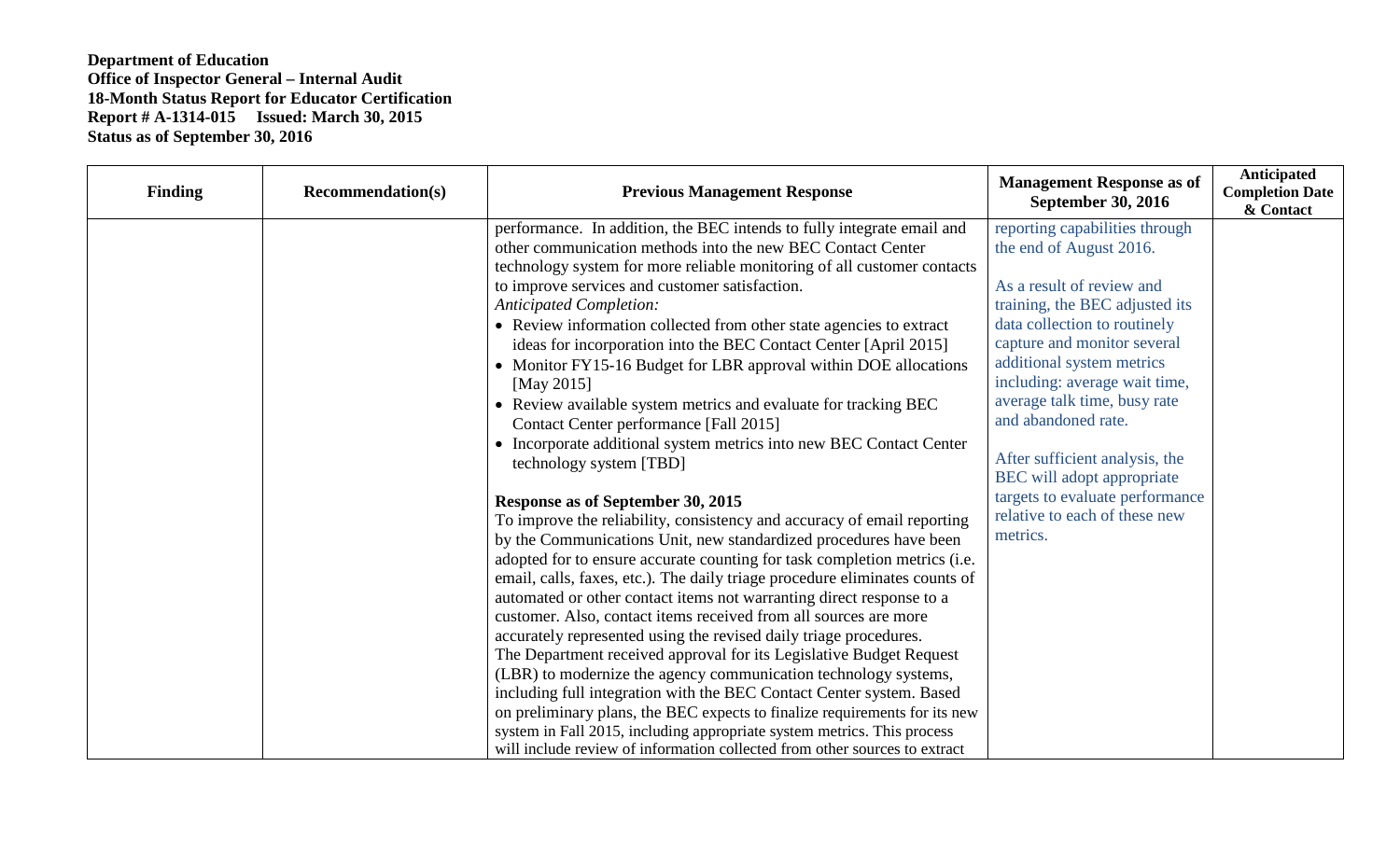**Department of Education**
**Office of Inspector General – Internal Audit**
**18-Month Status Report for Educator Certification**
**Report # A-1314-015 Issued: March 30, 2015**
**Status as of September 30, 2016**

| Finding | Recommendation(s) | Previous Management Response | Management Response as of September 30, 2016 | Anticipated Completion Date & Contact |
|---|---|---|---|---|
| | | performance. In addition, the BEC intends to fully integrate email and other communication methods into the new BEC Contact Center technology system for more reliable monitoring of all customer contacts to improve services and customer satisfaction.<br>*Anticipated Completion:*<br>• Review information collected from other state agencies to extract ideas for incorporation into the BEC Contact Center [April 2015]<br>• Monitor FY15-16 Budget for LBR approval within DOE allocations [May 2015]<br>• Review available system metrics and evaluate for tracking BEC Contact Center performance [Fall 2015]<br>• Incorporate additional system metrics into new BEC Contact Center technology system [TBD]<br><br>**Response as of September 30, 2015**<br>To improve the reliability, consistency and accuracy of email reporting by the Communications Unit, new standardized procedures have been adopted for to ensure accurate counting for task completion metrics (i.e. email, calls, faxes, etc.). The daily triage procedure eliminates counts of automated or other contact items not warranting direct response to a customer. Also, contact items received from all sources are more accurately represented using the revised daily triage procedures.<br>The Department received approval for its Legislative Budget Request (LBR) to modernize the agency communication technology systems, including full integration with the BEC Contact Center system. Based on preliminary plans, the BEC expects to finalize requirements for its new system in Fall 2015, including appropriate system metrics. This process will include review of information collected from other sources to extract | reporting capabilities through the end of August 2016.<br><br>As a result of review and training, the BEC adjusted its data collection to routinely capture and monitor several additional system metrics including: average wait time, average talk time, busy rate and abandoned rate.<br><br>After sufficient analysis, the BEC will adopt appropriate targets to evaluate performance relative to each of these new metrics. | |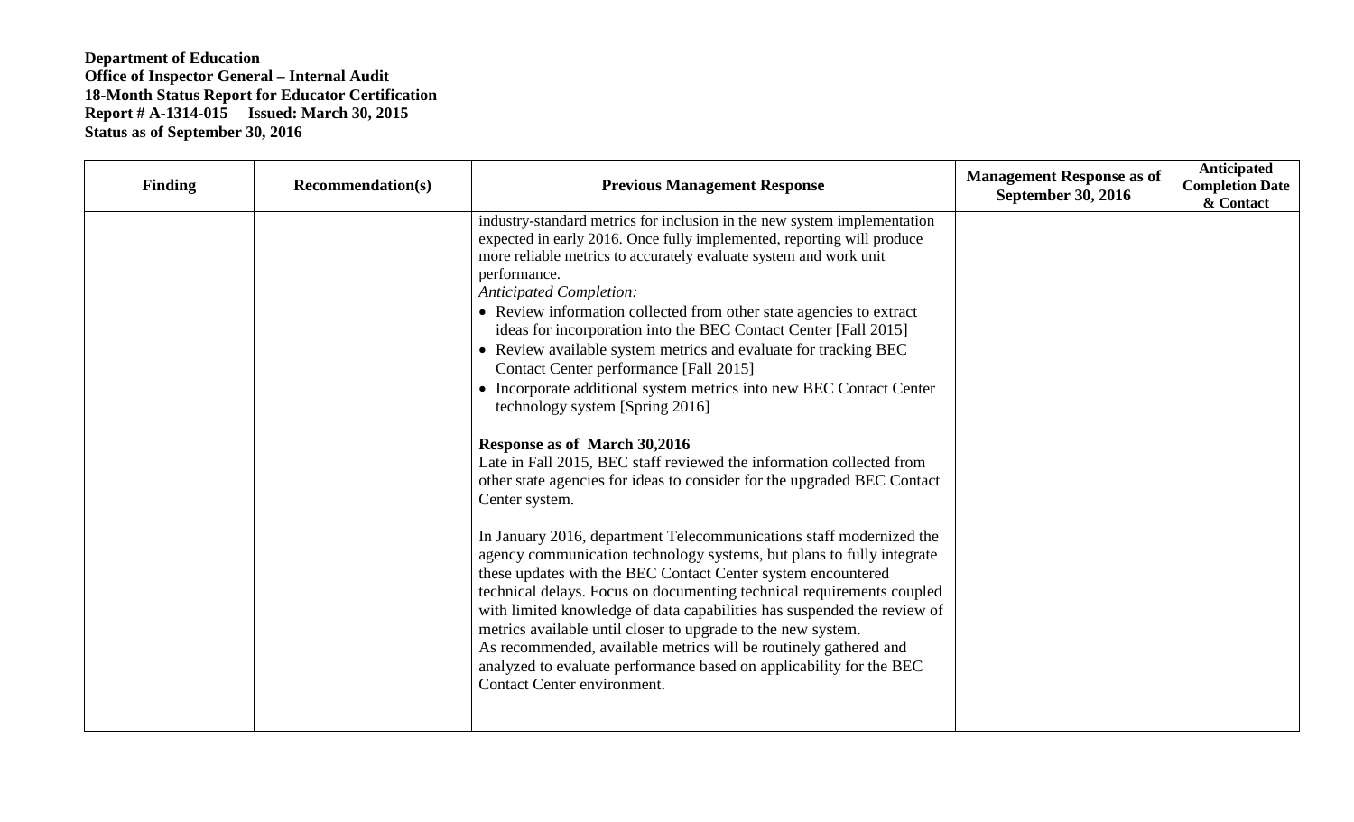**Department of Education**
**Office of Inspector General – Internal Audit**
**18-Month Status Report for Educator Certification**
**Report # A-1314-015 Issued: March 30, 2015**
**Status as of September 30, 2016**

| Finding | Recommendation(s) | Previous Management Response | Management Response as of September 30, 2016 | Anticipated Completion Date & Contact |
|---|---|---|---|---|
| | | industry-standard metrics for inclusion in the new system implementation expected in early 2016. Once fully implemented, reporting will produce more reliable metrics to accurately evaluate system and work unit performance.<br>*Anticipated Completion:*<br>• Review information collected from other state agencies to extract ideas for incorporation into the BEC Contact Center [Fall 2015]<br>• Review available system metrics and evaluate for tracking BEC Contact Center performance [Fall 2015]<br>• Incorporate additional system metrics into new BEC Contact Center technology system [Spring 2016]<br><br>**Response as of March 30,2016**<br>Late in Fall 2015, BEC staff reviewed the information collected from other state agencies for ideas to consider for the upgraded BEC Contact Center system.<br><br>In January 2016, department Telecommunications staff modernized the agency communication technology systems, but plans to fully integrate these updates with the BEC Contact Center system encountered technical delays. Focus on documenting technical requirements coupled with limited knowledge of data capabilities has suspended the review of metrics available until closer to upgrade to the new system.<br>As recommended, available metrics will be routinely gathered and analyzed to evaluate performance based on applicability for the BEC Contact Center environment. | | |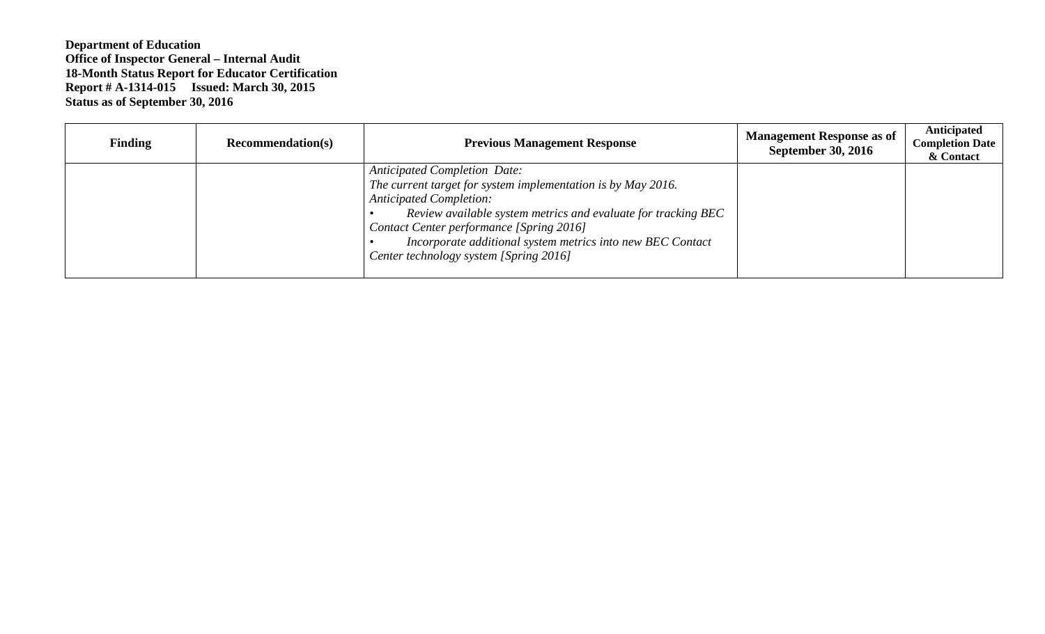**Department of Education**
**Office of Inspector General – Internal Audit**
**18-Month Status Report for Educator Certification**
**Report # A-1314-015 Issued: March 30, 2015**
**Status as of September 30, 2016**

| Finding | Recommendation(s) | Previous Management Response | Management Response as of September 30, 2016 | Anticipated Completion Date & Contact |
|---|---|---|---|---|
| | | *Anticipated Completion Date:*<br>*The current target for system implementation is by May 2016.*<br>*Anticipated Completion:*<br>• *Review available system metrics and evaluate for tracking BEC Contact Center performance [Spring 2016]*<br>• *Incorporate additional system metrics into new BEC Contact Center technology system [Spring 2016]* | | |